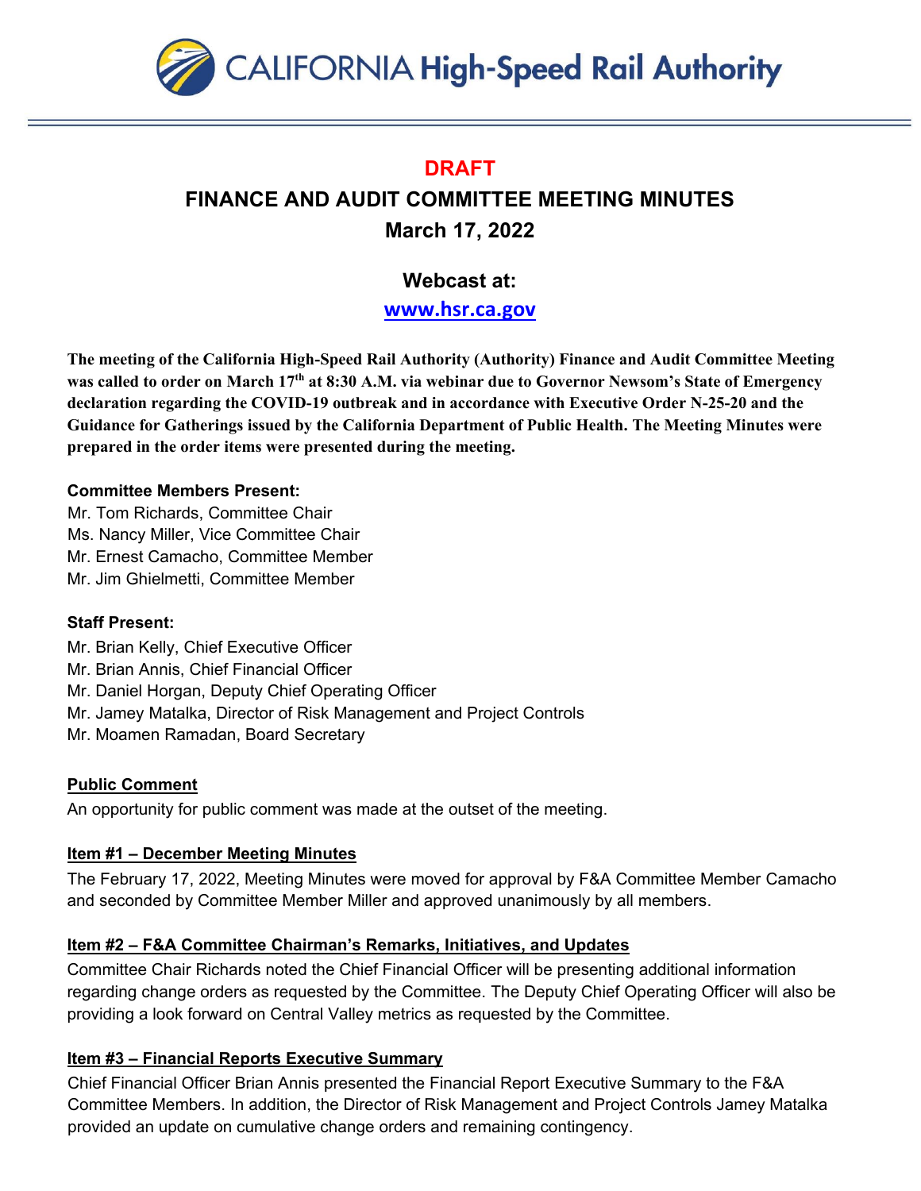CALIFORNIA High-Speed Rail Authority

**DRAFT**

# FINANCE AND AUDIT COMMITTEE MEETING MINUTES

## March 17, 2022

### Webcast at:

### www.hsr.ca.gov

**The meeting of the California High-Speed Rail Authority (Authority) Finance and Audit Committee Meeting was called to order on March 17th at 8:30 A.M. via webinar due to Governor Newsom's State of Emergency declaration regarding the COVID-19 outbreak and in accordance with Executive Order N-25-20 and the Guidance for Gatherings issued by the California Department of Public Health. The Meeting Minutes were prepared in the order items were presented during the meeting.**

**Committee Members Present:**

Mr. Tom Richards, Committee Chair
Ms. Nancy Miller, Vice Committee Chair
Mr. Ernest Camacho, Committee Member
Mr. Jim Ghielmetti, Committee Member

**Staff Present:**

Mr. Brian Kelly, Chief Executive Officer
Mr. Brian Annis, Chief Financial Officer
Mr. Daniel Horgan, Deputy Chief Operating Officer
Mr. Jamey Matalka, Director of Risk Management and Project Controls
Mr. Moamen Ramadan, Board Secretary

**Public Comment**

An opportunity for public comment was made at the outset of the meeting.

**Item #1 – December Meeting Minutes**

The February 17, 2022, Meeting Minutes were moved for approval by F&A Committee Member Camacho and seconded by Committee Member Miller and approved unanimously by all members.

**Item #2 – F&A Committee Chairman's Remarks, Initiatives, and Updates**

Committee Chair Richards noted the Chief Financial Officer will be presenting additional information regarding change orders as requested by the Committee. The Deputy Chief Operating Officer will also be providing a look forward on Central Valley metrics as requested by the Committee.

**Item #3 – Financial Reports Executive Summary**

Chief Financial Officer Brian Annis presented the Financial Report Executive Summary to the F&A Committee Members. In addition, the Director of Risk Management and Project Controls Jamey Matalka provided an update on cumulative change orders and remaining contingency.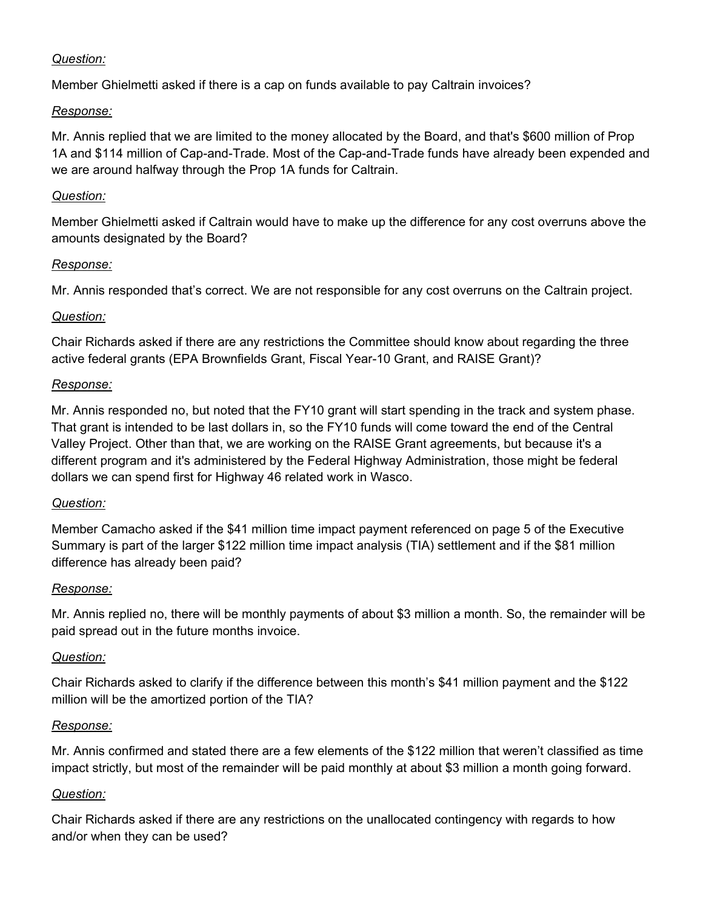*Question:*

Member Ghielmetti asked if there is a cap on funds available to pay Caltrain invoices?

*Response:*

Mr. Annis replied that we are limited to the money allocated by the Board, and that's $600 million of Prop 1A and $114 million of Cap-and-Trade. Most of the Cap-and-Trade funds have already been expended and we are around halfway through the Prop 1A funds for Caltrain.

*Question:*

Member Ghielmetti asked if Caltrain would have to make up the difference for any cost overruns above the amounts designated by the Board?

*Response:*

Mr. Annis responded that's correct. We are not responsible for any cost overruns on the Caltrain project.

*Question:*

Chair Richards asked if there are any restrictions the Committee should know about regarding the three active federal grants (EPA Brownfields Grant, Fiscal Year-10 Grant, and RAISE Grant)?

*Response:*

Mr. Annis responded no, but noted that the FY10 grant will start spending in the track and system phase. That grant is intended to be last dollars in, so the FY10 funds will come toward the end of the Central Valley Project. Other than that, we are working on the RAISE Grant agreements, but because it's a different program and it's administered by the Federal Highway Administration, those might be federal dollars we can spend first for Highway 46 related work in Wasco.

*Question:*

Member Camacho asked if the $41 million time impact payment referenced on page 5 of the Executive Summary is part of the larger $122 million time impact analysis (TIA) settlement and if the $81 million difference has already been paid?

*Response:*

Mr. Annis replied no, there will be monthly payments of about $3 million a month. So, the remainder will be paid spread out in the future months invoice.

*Question:*

Chair Richards asked to clarify if the difference between this month's $41 million payment and the $122 million will be the amortized portion of the TIA?

*Response:*

Mr. Annis confirmed and stated there are a few elements of the $122 million that weren't classified as time impact strictly, but most of the remainder will be paid monthly at about $3 million a month going forward.

*Question:*

Chair Richards asked if there are any restrictions on the unallocated contingency with regards to how and/or when they can be used?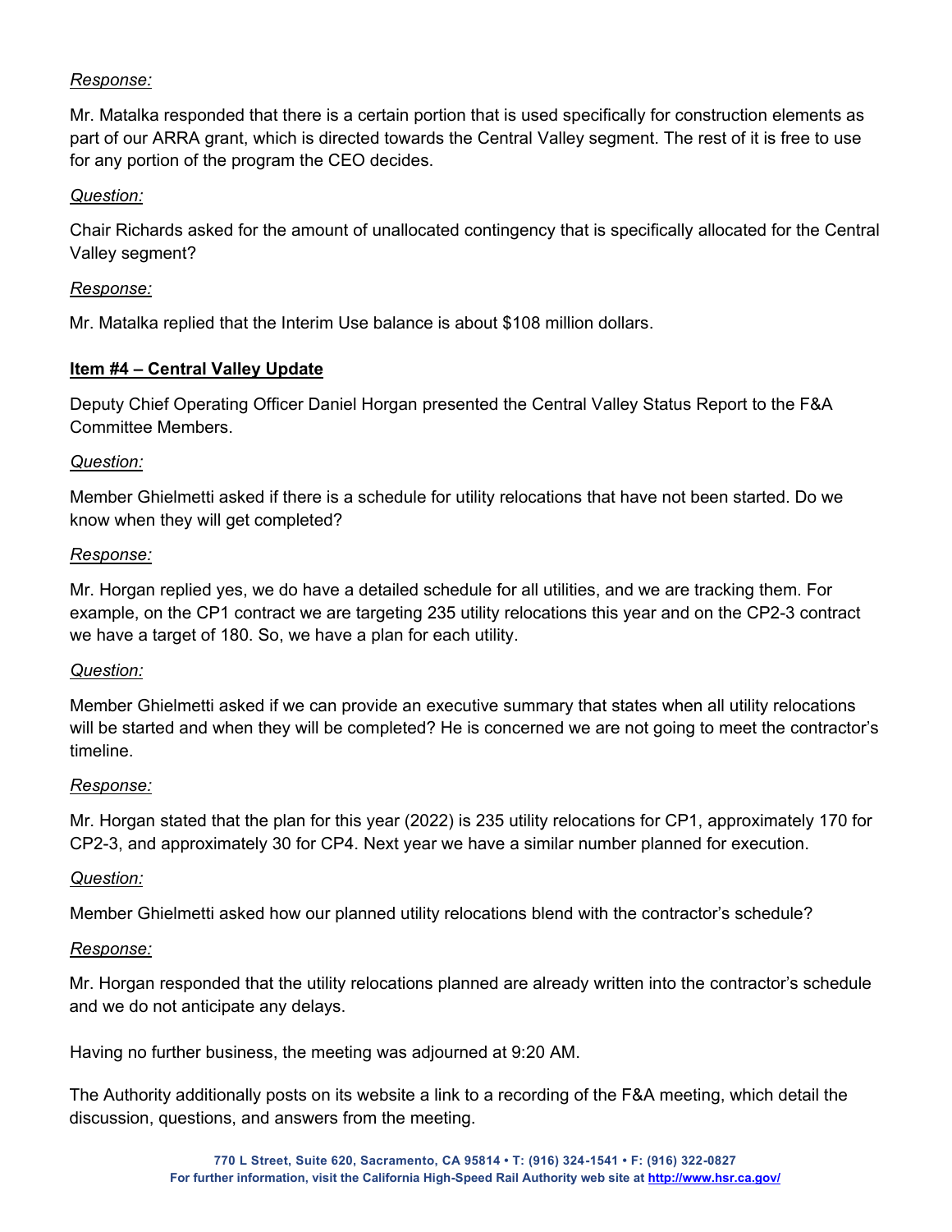*Response:*

Mr. Matalka responded that there is a certain portion that is used specifically for construction elements as part of our ARRA grant, which is directed towards the Central Valley segment. The rest of it is free to use for any portion of the program the CEO decides.

*Question:*

Chair Richards asked for the amount of unallocated contingency that is specifically allocated for the Central Valley segment?

*Response:*

Mr. Matalka replied that the Interim Use balance is about $108 million dollars.

**Item #4 – Central Valley Update**

Deputy Chief Operating Officer Daniel Horgan presented the Central Valley Status Report to the F&A Committee Members.

*Question:*

Member Ghielmetti asked if there is a schedule for utility relocations that have not been started. Do we know when they will get completed?

*Response:*

Mr. Horgan replied yes, we do have a detailed schedule for all utilities, and we are tracking them. For example, on the CP1 contract we are targeting 235 utility relocations this year and on the CP2-3 contract we have a target of 180. So, we have a plan for each utility.

*Question:*

Member Ghielmetti asked if we can provide an executive summary that states when all utility relocations will be started and when they will be completed? He is concerned we are not going to meet the contractor's timeline.

*Response:*

Mr. Horgan stated that the plan for this year (2022) is 235 utility relocations for CP1, approximately 170 for CP2-3, and approximately 30 for CP4. Next year we have a similar number planned for execution.

*Question:*

Member Ghielmetti asked how our planned utility relocations blend with the contractor's schedule?

*Response:*

Mr. Horgan responded that the utility relocations planned are already written into the contractor's schedule and we do not anticipate any delays.

Having no further business, the meeting was adjourned at 9:20 AM.

The Authority additionally posts on its website a link to a recording of the F&A meeting, which detail the discussion, questions, and answers from the meeting.